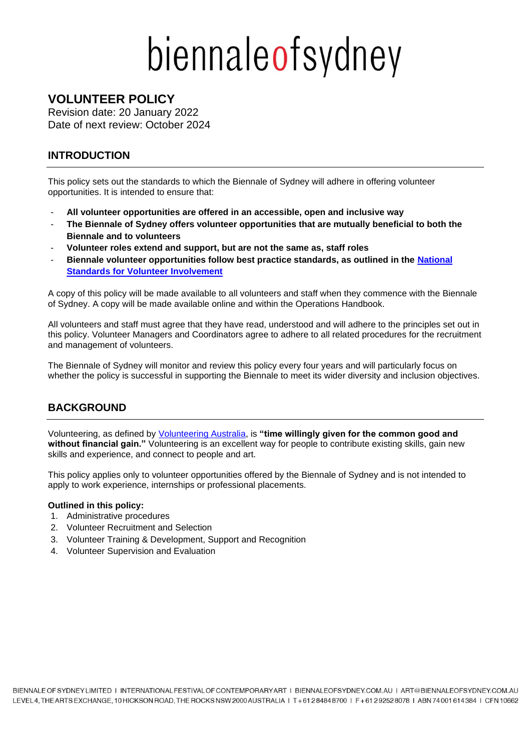biennaleofsydney

# VOLUNTEER POLICY

Revision date: 20 January 2022
Date of next review: October 2024

## INTRODUCTION

This policy sets out the standards to which the Biennale of Sydney will adhere in offering volunteer opportunities. It is intended to ensure that:

- **All volunteer opportunities are offered in an accessible, open and inclusive way**
- **The Biennale of Sydney offers volunteer opportunities that are mutually beneficial to both the Biennale and to volunteers**
- **Volunteer roles extend and support, but are not the same as, staff roles**
- **Biennale volunteer opportunities follow best practice standards, as outlined in the National Standards for Volunteer Involvement**

A copy of this policy will be made available to all volunteers and staff when they commence with the Biennale of Sydney. A copy will be made available online and within the Operations Handbook.

All volunteers and staff must agree that they have read, understood and will adhere to the principles set out in this policy. Volunteer Managers and Coordinators agree to adhere to all related procedures for the recruitment and management of volunteers.

The Biennale of Sydney will monitor and review this policy every four years and will particularly focus on whether the policy is successful in supporting the Biennale to meet its wider diversity and inclusion objectives.

## BACKGROUND

Volunteering, as defined by Volunteering Australia, is **"time willingly given for the common good and without financial gain."** Volunteering is an excellent way for people to contribute existing skills, gain new skills and experience, and connect to people and art.

This policy applies only to volunteer opportunities offered by the Biennale of Sydney and is not intended to apply to work experience, internships or professional placements.

**Outlined in this policy:**

1. Administrative procedures
2. Volunteer Recruitment and Selection
3. Volunteer Training & Development, Support and Recognition
4. Volunteer Supervision and Evaluation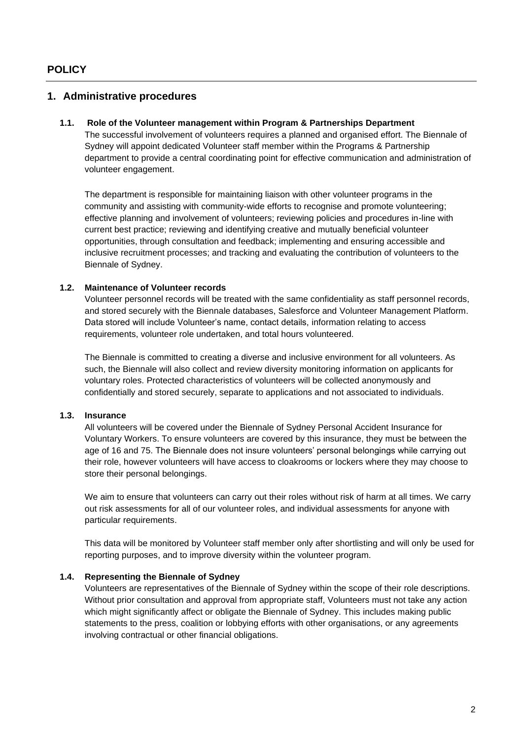## POLICY

### 1. Administrative procedures

#### 1.1. Role of the Volunteer management within Program & Partnerships Department

The successful involvement of volunteers requires a planned and organised effort. The Biennale of Sydney will appoint dedicated Volunteer staff member within the Programs & Partnership department to provide a central coordinating point for effective communication and administration of volunteer engagement.

The department is responsible for maintaining liaison with other volunteer programs in the community and assisting with community-wide efforts to recognise and promote volunteering; effective planning and involvement of volunteers; reviewing policies and procedures in-line with current best practice; reviewing and identifying creative and mutually beneficial volunteer opportunities, through consultation and feedback; implementing and ensuring accessible and inclusive recruitment processes; and tracking and evaluating the contribution of volunteers to the Biennale of Sydney.

#### 1.2. Maintenance of Volunteer records

Volunteer personnel records will be treated with the same confidentiality as staff personnel records, and stored securely with the Biennale databases, Salesforce and Volunteer Management Platform. Data stored will include Volunteer's name, contact details, information relating to access requirements, volunteer role undertaken, and total hours volunteered.

The Biennale is committed to creating a diverse and inclusive environment for all volunteers. As such, the Biennale will also collect and review diversity monitoring information on applicants for voluntary roles. Protected characteristics of volunteers will be collected anonymously and confidentially and stored securely, separate to applications and not associated to individuals.

#### 1.3. Insurance

All volunteers will be covered under the Biennale of Sydney Personal Accident Insurance for Voluntary Workers. To ensure volunteers are covered by this insurance, they must be between the age of 16 and 75. The Biennale does not insure volunteers' personal belongings while carrying out their role, however volunteers will have access to cloakrooms or lockers where they may choose to store their personal belongings.

We aim to ensure that volunteers can carry out their roles without risk of harm at all times. We carry out risk assessments for all of our volunteer roles, and individual assessments for anyone with particular requirements.

This data will be monitored by Volunteer staff member only after shortlisting and will only be used for reporting purposes, and to improve diversity within the volunteer program.

#### 1.4. Representing the Biennale of Sydney

Volunteers are representatives of the Biennale of Sydney within the scope of their role descriptions. Without prior consultation and approval from appropriate staff, Volunteers must not take any action which might significantly affect or obligate the Biennale of Sydney. This includes making public statements to the press, coalition or lobbying efforts with other organisations, or any agreements involving contractual or other financial obligations.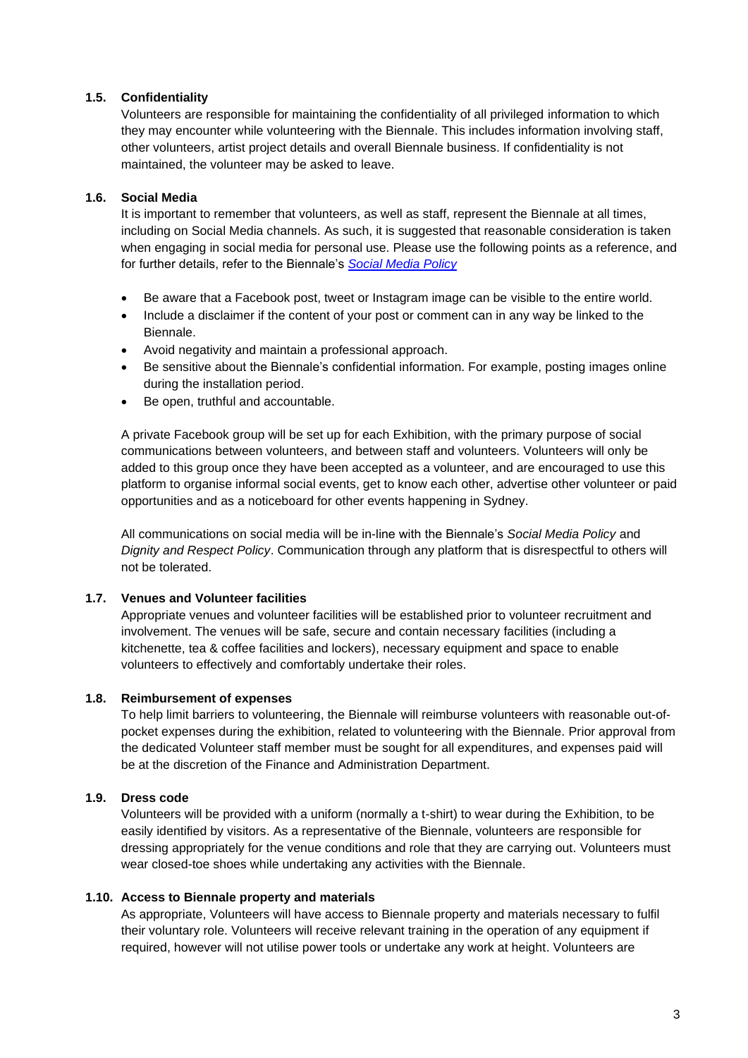### 1.5. Confidentiality

Volunteers are responsible for maintaining the confidentiality of all privileged information to which they may encounter while volunteering with the Biennale. This includes information involving staff, other volunteers, artist project details and overall Biennale business. If confidentiality is not maintained, the volunteer may be asked to leave.

### 1.6. Social Media

It is important to remember that volunteers, as well as staff, represent the Biennale at all times, including on Social Media channels. As such, it is suggested that reasonable consideration is taken when engaging in social media for personal use. Please use the following points as a reference, and for further details, refer to the Biennale's *Social Media Policy*

- Be aware that a Facebook post, tweet or Instagram image can be visible to the entire world.
- Include a disclaimer if the content of your post or comment can in any way be linked to the Biennale.
- Avoid negativity and maintain a professional approach.
- Be sensitive about the Biennale's confidential information. For example, posting images online during the installation period.
- Be open, truthful and accountable.

A private Facebook group will be set up for each Exhibition, with the primary purpose of social communications between volunteers, and between staff and volunteers. Volunteers will only be added to this group once they have been accepted as a volunteer, and are encouraged to use this platform to organise informal social events, get to know each other, advertise other volunteer or paid opportunities and as a noticeboard for other events happening in Sydney.

All communications on social media will be in-line with the Biennale's *Social Media Policy* and *Dignity and Respect Policy*. Communication through any platform that is disrespectful to others will not be tolerated.

### 1.7. Venues and Volunteer facilities

Appropriate venues and volunteer facilities will be established prior to volunteer recruitment and involvement. The venues will be safe, secure and contain necessary facilities (including a kitchenette, tea & coffee facilities and lockers), necessary equipment and space to enable volunteers to effectively and comfortably undertake their roles.

### 1.8. Reimbursement of expenses

To help limit barriers to volunteering, the Biennale will reimburse volunteers with reasonable out-of-pocket expenses during the exhibition, related to volunteering with the Biennale. Prior approval from the dedicated Volunteer staff member must be sought for all expenditures, and expenses paid will be at the discretion of the Finance and Administration Department.

### 1.9. Dress code

Volunteers will be provided with a uniform (normally a t-shirt) to wear during the Exhibition, to be easily identified by visitors. As a representative of the Biennale, volunteers are responsible for dressing appropriately for the venue conditions and role that they are carrying out. Volunteers must wear closed-toe shoes while undertaking any activities with the Biennale.

### 1.10. Access to Biennale property and materials

As appropriate, Volunteers will have access to Biennale property and materials necessary to fulfil their voluntary role. Volunteers will receive relevant training in the operation of any equipment if required, however will not utilise power tools or undertake any work at height. Volunteers are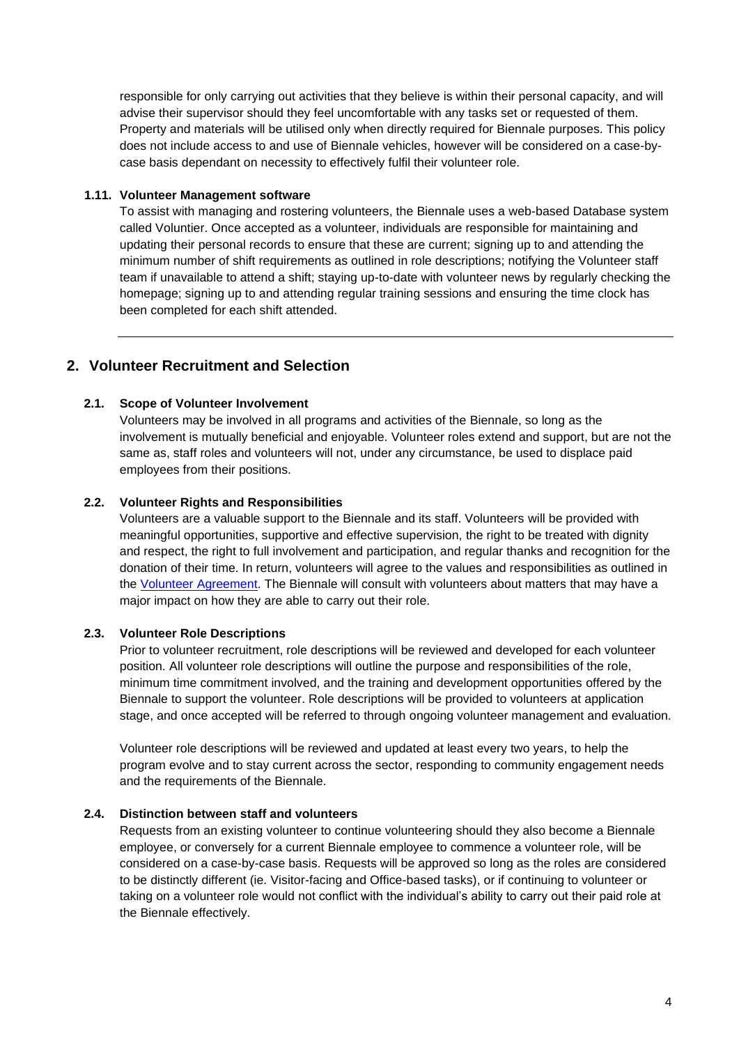responsible for only carrying out activities that they believe is within their personal capacity, and will advise their supervisor should they feel uncomfortable with any tasks set or requested of them. Property and materials will be utilised only when directly required for Biennale purposes. This policy does not include access to and use of Biennale vehicles, however will be considered on a case-by-case basis dependant on necessity to effectively fulfil their volunteer role.

### 1.11. Volunteer Management software

To assist with managing and rostering volunteers, the Biennale uses a web-based Database system called Voluntier. Once accepted as a volunteer, individuals are responsible for maintaining and updating their personal records to ensure that these are current; signing up to and attending the minimum number of shift requirements as outlined in role descriptions; notifying the Volunteer staff team if unavailable to attend a shift; staying up-to-date with volunteer news by regularly checking the homepage; signing up to and attending regular training sessions and ensuring the time clock has been completed for each shift attended.

---

## 2. Volunteer Recruitment and Selection

### 2.1. Scope of Volunteer Involvement

Volunteers may be involved in all programs and activities of the Biennale, so long as the involvement is mutually beneficial and enjoyable. Volunteer roles extend and support, but are not the same as, staff roles and volunteers will not, under any circumstance, be used to displace paid employees from their positions.

### 2.2. Volunteer Rights and Responsibilities

Volunteers are a valuable support to the Biennale and its staff. Volunteers will be provided with meaningful opportunities, supportive and effective supervision, the right to be treated with dignity and respect, the right to full involvement and participation, and regular thanks and recognition for the donation of their time. In return, volunteers will agree to the values and responsibilities as outlined in the Volunteer Agreement. The Biennale will consult with volunteers about matters that may have a major impact on how they are able to carry out their role.

### 2.3. Volunteer Role Descriptions

Prior to volunteer recruitment, role descriptions will be reviewed and developed for each volunteer position. All volunteer role descriptions will outline the purpose and responsibilities of the role, minimum time commitment involved, and the training and development opportunities offered by the Biennale to support the volunteer. Role descriptions will be provided to volunteers at application stage, and once accepted will be referred to through ongoing volunteer management and evaluation.

Volunteer role descriptions will be reviewed and updated at least every two years, to help the program evolve and to stay current across the sector, responding to community engagement needs and the requirements of the Biennale.

### 2.4. Distinction between staff and volunteers

Requests from an existing volunteer to continue volunteering should they also become a Biennale employee, or conversely for a current Biennale employee to commence a volunteer role, will be considered on a case-by-case basis. Requests will be approved so long as the roles are considered to be distinctly different (ie. Visitor-facing and Office-based tasks), or if continuing to volunteer or taking on a volunteer role would not conflict with the individual's ability to carry out their paid role at the Biennale effectively.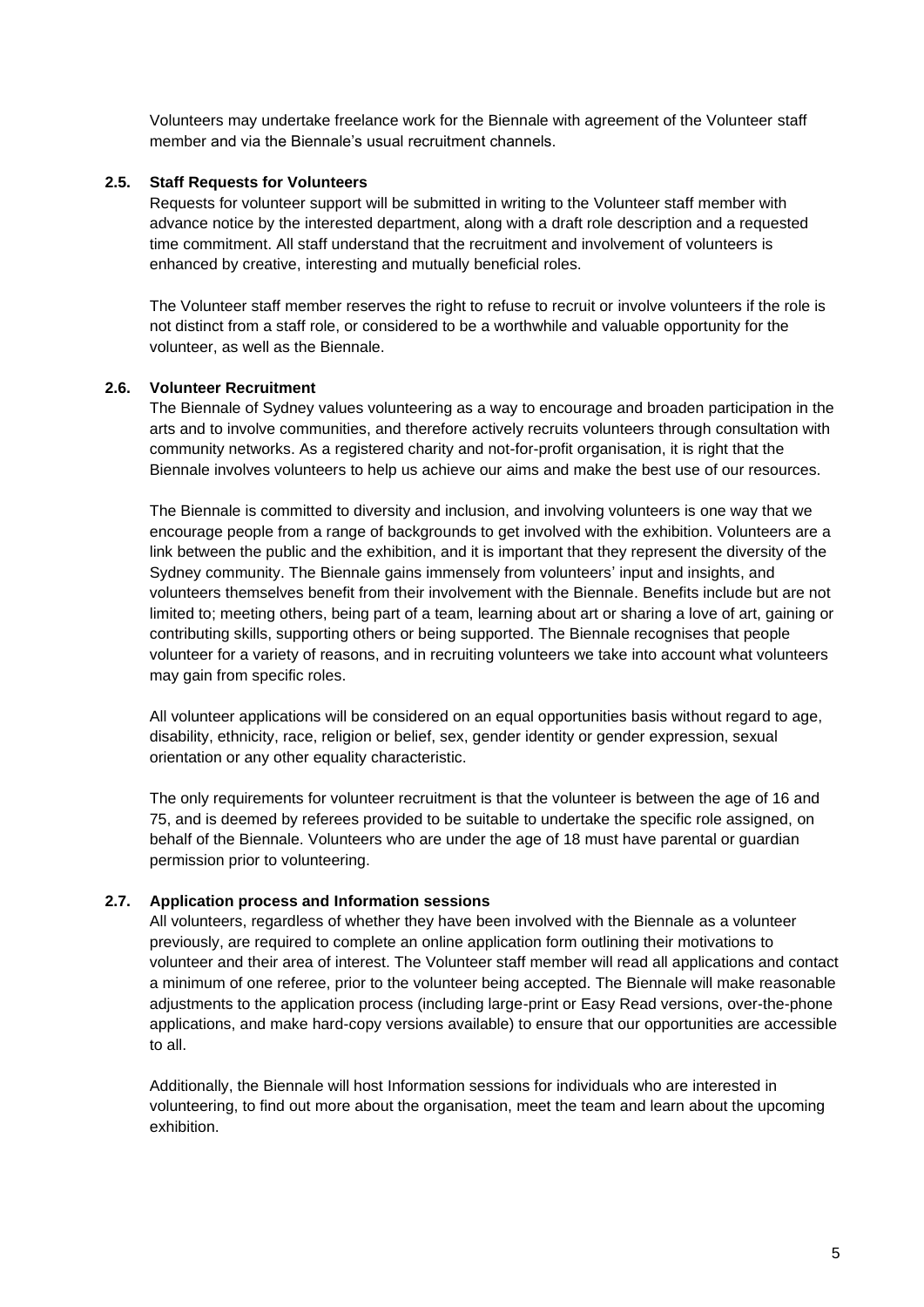Volunteers may undertake freelance work for the Biennale with agreement of the Volunteer staff member and via the Biennale's usual recruitment channels.

### 2.5. Staff Requests for Volunteers

Requests for volunteer support will be submitted in writing to the Volunteer staff member with advance notice by the interested department, along with a draft role description and a requested time commitment. All staff understand that the recruitment and involvement of volunteers is enhanced by creative, interesting and mutually beneficial roles.

The Volunteer staff member reserves the right to refuse to recruit or involve volunteers if the role is not distinct from a staff role, or considered to be a worthwhile and valuable opportunity for the volunteer, as well as the Biennale.

### 2.6. Volunteer Recruitment

The Biennale of Sydney values volunteering as a way to encourage and broaden participation in the arts and to involve communities, and therefore actively recruits volunteers through consultation with community networks. As a registered charity and not-for-profit organisation, it is right that the Biennale involves volunteers to help us achieve our aims and make the best use of our resources.

The Biennale is committed to diversity and inclusion, and involving volunteers is one way that we encourage people from a range of backgrounds to get involved with the exhibition. Volunteers are a link between the public and the exhibition, and it is important that they represent the diversity of the Sydney community. The Biennale gains immensely from volunteers' input and insights, and volunteers themselves benefit from their involvement with the Biennale. Benefits include but are not limited to; meeting others, being part of a team, learning about art or sharing a love of art, gaining or contributing skills, supporting others or being supported. The Biennale recognises that people volunteer for a variety of reasons, and in recruiting volunteers we take into account what volunteers may gain from specific roles.

All volunteer applications will be considered on an equal opportunities basis without regard to age, disability, ethnicity, race, religion or belief, sex, gender identity or gender expression, sexual orientation or any other equality characteristic.

The only requirements for volunteer recruitment is that the volunteer is between the age of 16 and 75, and is deemed by referees provided to be suitable to undertake the specific role assigned, on behalf of the Biennale. Volunteers who are under the age of 18 must have parental or guardian permission prior to volunteering.

### 2.7. Application process and Information sessions

All volunteers, regardless of whether they have been involved with the Biennale as a volunteer previously, are required to complete an online application form outlining their motivations to volunteer and their area of interest. The Volunteer staff member will read all applications and contact a minimum of one referee, prior to the volunteer being accepted. The Biennale will make reasonable adjustments to the application process (including large-print or Easy Read versions, over-the-phone applications, and make hard-copy versions available) to ensure that our opportunities are accessible to all.

Additionally, the Biennale will host Information sessions for individuals who are interested in volunteering, to find out more about the organisation, meet the team and learn about the upcoming exhibition.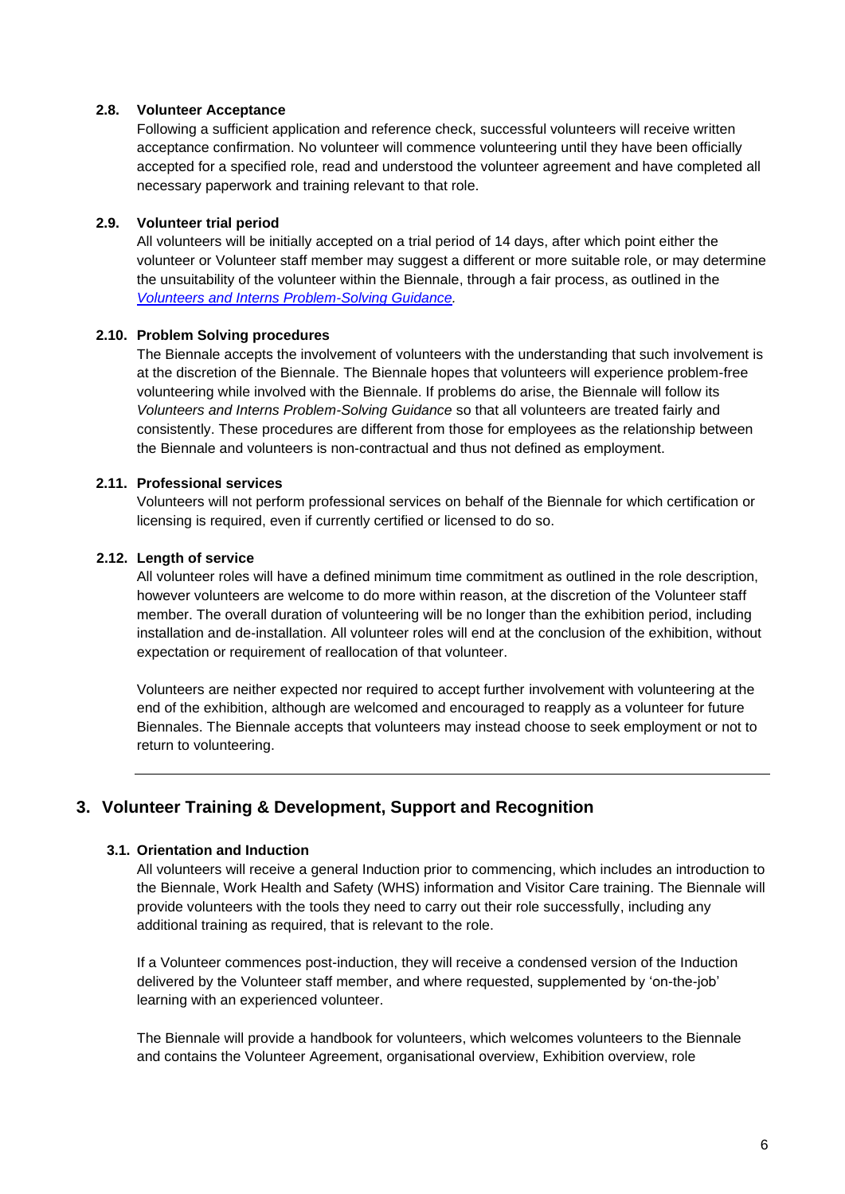#### 2.8. Volunteer Acceptance

Following a sufficient application and reference check, successful volunteers will receive written acceptance confirmation. No volunteer will commence volunteering until they have been officially accepted for a specified role, read and understood the volunteer agreement and have completed all necessary paperwork and training relevant to that role.

#### 2.9. Volunteer trial period

All volunteers will be initially accepted on a trial period of 14 days, after which point either the volunteer or Volunteer staff member may suggest a different or more suitable role, or may determine the unsuitability of the volunteer within the Biennale, through a fair process, as outlined in the *Volunteers and Interns Problem-Solving Guidance.*

#### 2.10. Problem Solving procedures

The Biennale accepts the involvement of volunteers with the understanding that such involvement is at the discretion of the Biennale. The Biennale hopes that volunteers will experience problem-free volunteering while involved with the Biennale. If problems do arise, the Biennale will follow its *Volunteers and Interns Problem-Solving Guidance* so that all volunteers are treated fairly and consistently. These procedures are different from those for employees as the relationship between the Biennale and volunteers is non-contractual and thus not defined as employment.

#### 2.11. Professional services

Volunteers will not perform professional services on behalf of the Biennale for which certification or licensing is required, even if currently certified or licensed to do so.

#### 2.12. Length of service

All volunteer roles will have a defined minimum time commitment as outlined in the role description, however volunteers are welcome to do more within reason, at the discretion of the Volunteer staff member. The overall duration of volunteering will be no longer than the exhibition period, including installation and de-installation. All volunteer roles will end at the conclusion of the exhibition, without expectation or requirement of reallocation of that volunteer.

Volunteers are neither expected nor required to accept further involvement with volunteering at the end of the exhibition, although are welcomed and encouraged to reapply as a volunteer for future Biennales. The Biennale accepts that volunteers may instead choose to seek employment or not to return to volunteering.

---

## 3. Volunteer Training & Development, Support and Recognition

#### 3.1. Orientation and Induction

All volunteers will receive a general Induction prior to commencing, which includes an introduction to the Biennale, Work Health and Safety (WHS) information and Visitor Care training. The Biennale will provide volunteers with the tools they need to carry out their role successfully, including any additional training as required, that is relevant to the role.

If a Volunteer commences post-induction, they will receive a condensed version of the Induction delivered by the Volunteer staff member, and where requested, supplemented by 'on-the-job' learning with an experienced volunteer.

The Biennale will provide a handbook for volunteers, which welcomes volunteers to the Biennale and contains the Volunteer Agreement, organisational overview, Exhibition overview, role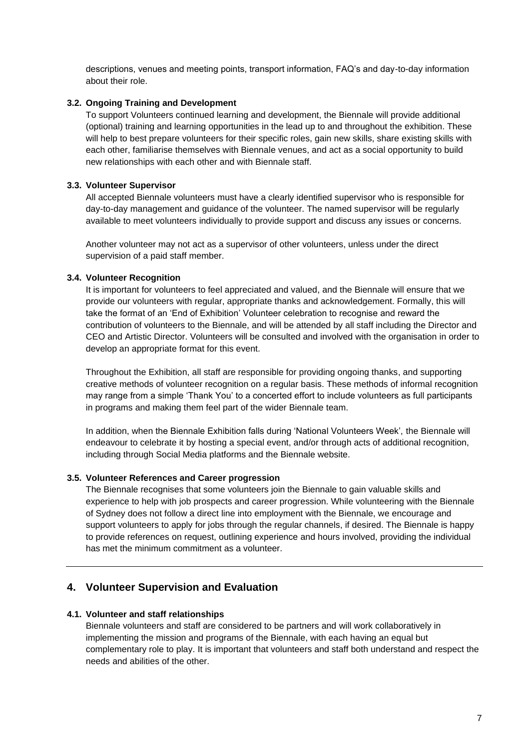descriptions, venues and meeting points, transport information, FAQ's and day-to-day information about their role.

### 3.2. Ongoing Training and Development

To support Volunteers continued learning and development, the Biennale will provide additional (optional) training and learning opportunities in the lead up to and throughout the exhibition. These will help to best prepare volunteers for their specific roles, gain new skills, share existing skills with each other, familiarise themselves with Biennale venues, and act as a social opportunity to build new relationships with each other and with Biennale staff.

### 3.3. Volunteer Supervisor

All accepted Biennale volunteers must have a clearly identified supervisor who is responsible for day-to-day management and guidance of the volunteer. The named supervisor will be regularly available to meet volunteers individually to provide support and discuss any issues or concerns.

Another volunteer may not act as a supervisor of other volunteers, unless under the direct supervision of a paid staff member.

### 3.4. Volunteer Recognition

It is important for volunteers to feel appreciated and valued, and the Biennale will ensure that we provide our volunteers with regular, appropriate thanks and acknowledgement. Formally, this will take the format of an 'End of Exhibition' Volunteer celebration to recognise and reward the contribution of volunteers to the Biennale, and will be attended by all staff including the Director and CEO and Artistic Director. Volunteers will be consulted and involved with the organisation in order to develop an appropriate format for this event.

Throughout the Exhibition, all staff are responsible for providing ongoing thanks, and supporting creative methods of volunteer recognition on a regular basis. These methods of informal recognition may range from a simple 'Thank You' to a concerted effort to include volunteers as full participants in programs and making them feel part of the wider Biennale team.

In addition, when the Biennale Exhibition falls during 'National Volunteers Week', the Biennale will endeavour to celebrate it by hosting a special event, and/or through acts of additional recognition, including through Social Media platforms and the Biennale website.

### 3.5. Volunteer References and Career progression

The Biennale recognises that some volunteers join the Biennale to gain valuable skills and experience to help with job prospects and career progression. While volunteering with the Biennale of Sydney does not follow a direct line into employment with the Biennale, we encourage and support volunteers to apply for jobs through the regular channels, if desired. The Biennale is happy to provide references on request, outlining experience and hours involved, providing the individual has met the minimum commitment as a volunteer.

---

## 4. Volunteer Supervision and Evaluation

### 4.1. Volunteer and staff relationships

Biennale volunteers and staff are considered to be partners and will work collaboratively in implementing the mission and programs of the Biennale, with each having an equal but complementary role to play. It is important that volunteers and staff both understand and respect the needs and abilities of the other.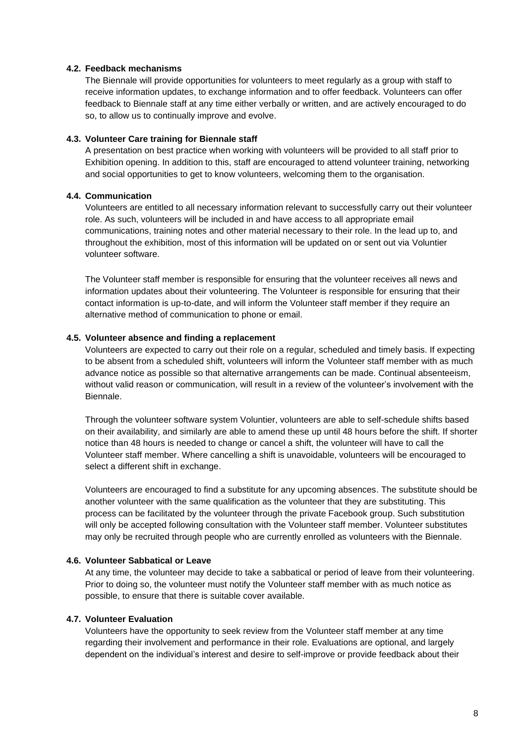### 4.2. Feedback mechanisms

The Biennale will provide opportunities for volunteers to meet regularly as a group with staff to receive information updates, to exchange information and to offer feedback. Volunteers can offer feedback to Biennale staff at any time either verbally or written, and are actively encouraged to do so, to allow us to continually improve and evolve.

### 4.3. Volunteer Care training for Biennale staff

A presentation on best practice when working with volunteers will be provided to all staff prior to Exhibition opening. In addition to this, staff are encouraged to attend volunteer training, networking and social opportunities to get to know volunteers, welcoming them to the organisation.

### 4.4. Communication

Volunteers are entitled to all necessary information relevant to successfully carry out their volunteer role. As such, volunteers will be included in and have access to all appropriate email communications, training notes and other material necessary to their role. In the lead up to, and throughout the exhibition, most of this information will be updated on or sent out via Voluntier volunteer software.

The Volunteer staff member is responsible for ensuring that the volunteer receives all news and information updates about their volunteering. The Volunteer is responsible for ensuring that their contact information is up-to-date, and will inform the Volunteer staff member if they require an alternative method of communication to phone or email.

### 4.5. Volunteer absence and finding a replacement

Volunteers are expected to carry out their role on a regular, scheduled and timely basis. If expecting to be absent from a scheduled shift, volunteers will inform the Volunteer staff member with as much advance notice as possible so that alternative arrangements can be made. Continual absenteeism, without valid reason or communication, will result in a review of the volunteer's involvement with the Biennale.

Through the volunteer software system Voluntier, volunteers are able to self-schedule shifts based on their availability, and similarly are able to amend these up until 48 hours before the shift. If shorter notice than 48 hours is needed to change or cancel a shift, the volunteer will have to call the Volunteer staff member. Where cancelling a shift is unavoidable, volunteers will be encouraged to select a different shift in exchange.

Volunteers are encouraged to find a substitute for any upcoming absences. The substitute should be another volunteer with the same qualification as the volunteer that they are substituting. This process can be facilitated by the volunteer through the private Facebook group. Such substitution will only be accepted following consultation with the Volunteer staff member. Volunteer substitutes may only be recruited through people who are currently enrolled as volunteers with the Biennale.

### 4.6. Volunteer Sabbatical or Leave

At any time, the volunteer may decide to take a sabbatical or period of leave from their volunteering. Prior to doing so, the volunteer must notify the Volunteer staff member with as much notice as possible, to ensure that there is suitable cover available.

### 4.7. Volunteer Evaluation

Volunteers have the opportunity to seek review from the Volunteer staff member at any time regarding their involvement and performance in their role. Evaluations are optional, and largely dependent on the individual's interest and desire to self-improve or provide feedback about their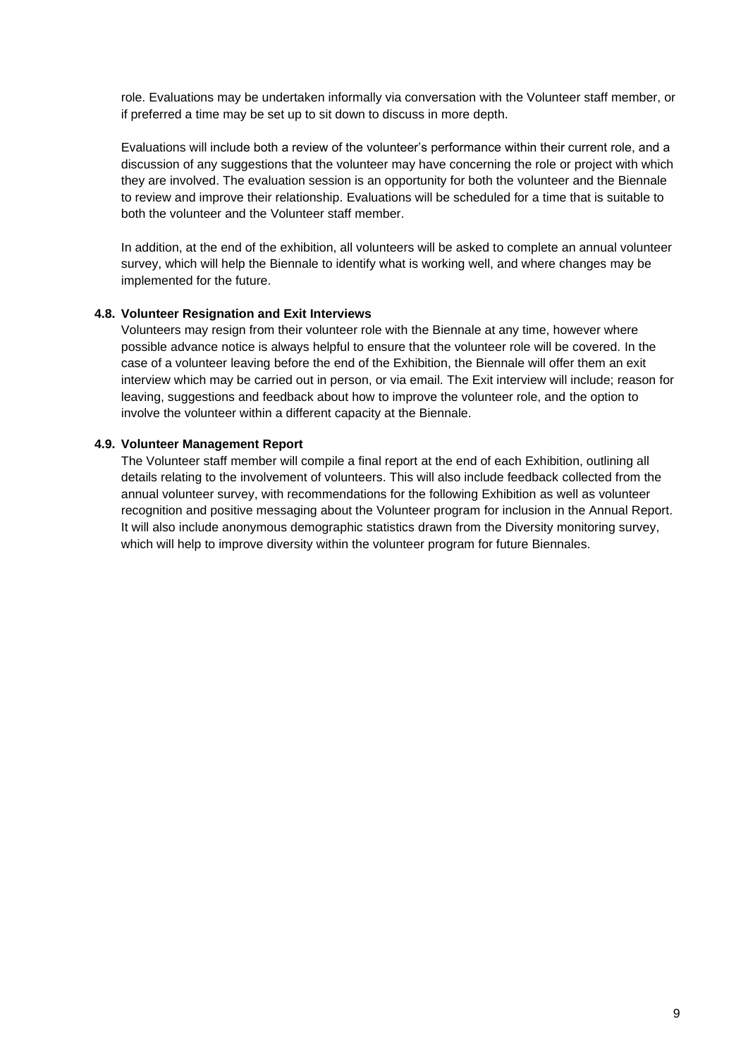role. Evaluations may be undertaken informally via conversation with the Volunteer staff member, or if preferred a time may be set up to sit down to discuss in more depth.

Evaluations will include both a review of the volunteer's performance within their current role, and a discussion of any suggestions that the volunteer may have concerning the role or project with which they are involved. The evaluation session is an opportunity for both the volunteer and the Biennale to review and improve their relationship. Evaluations will be scheduled for a time that is suitable to both the volunteer and the Volunteer staff member.

In addition, at the end of the exhibition, all volunteers will be asked to complete an annual volunteer survey, which will help the Biennale to identify what is working well, and where changes may be implemented for the future.

### 4.8. Volunteer Resignation and Exit Interviews

Volunteers may resign from their volunteer role with the Biennale at any time, however where possible advance notice is always helpful to ensure that the volunteer role will be covered. In the case of a volunteer leaving before the end of the Exhibition, the Biennale will offer them an exit interview which may be carried out in person, or via email. The Exit interview will include; reason for leaving, suggestions and feedback about how to improve the volunteer role, and the option to involve the volunteer within a different capacity at the Biennale.

### 4.9. Volunteer Management Report

The Volunteer staff member will compile a final report at the end of each Exhibition, outlining all details relating to the involvement of volunteers. This will also include feedback collected from the annual volunteer survey, with recommendations for the following Exhibition as well as volunteer recognition and positive messaging about the Volunteer program for inclusion in the Annual Report. It will also include anonymous demographic statistics drawn from the Diversity monitoring survey, which will help to improve diversity within the volunteer program for future Biennales.